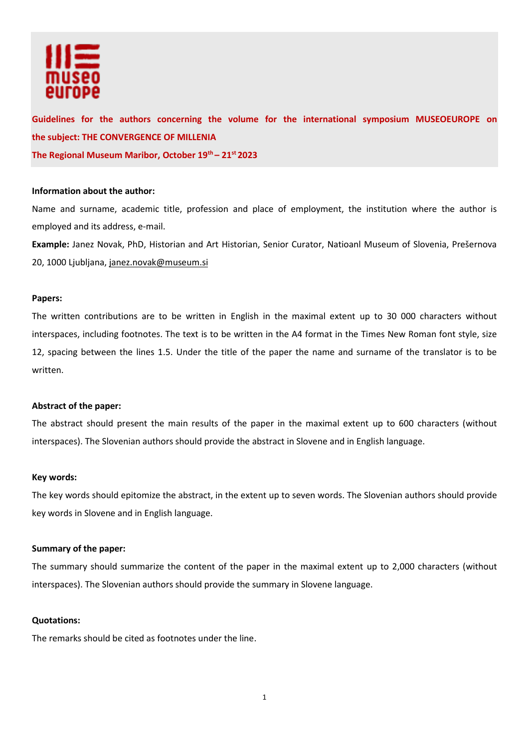**Guidelines for the authors concerning the volume for the international symposium MUSEOEUROPE on the subject: THE CONVERGENCE OF MILLENIA**

**The Regional Museum Maribor, October 19th – 21st 2023**

**Information about the author:**

Name and surname, academic title, profession and place of employment, the institution where the author is employed and its address, e-mail.

**Example:** Janez Novak, PhD, Historian and Art Historian, Senior Curator, Natioanl Museum of Slovenia, Prešernova 20, 1000 Ljubljana, janez.novak@museum.si

**Papers:**

The written contributions are to be written in English in the maximal extent up to 30 000 characters without interspaces, including footnotes. The text is to be written in the A4 format in the Times New Roman font style, size 12, spacing between the lines 1.5. Under the title of the paper the name and surname of the translator is to be written.

**Abstract of the paper:**

The abstract should present the main results of the paper in the maximal extent up to 600 characters (without interspaces). The Slovenian authors should provide the abstract in Slovene and in English language.

**Key words:**

The key words should epitomize the abstract, in the extent up to seven words. The Slovenian authors should provide key words in Slovene and in English language.

**Summary of the paper:**

The summary should summarize the content of the paper in the maximal extent up to 2,000 characters (without interspaces). The Slovenian authors should provide the summary in Slovene language.

**Quotations:**

The remarks should be cited as footnotes under the line.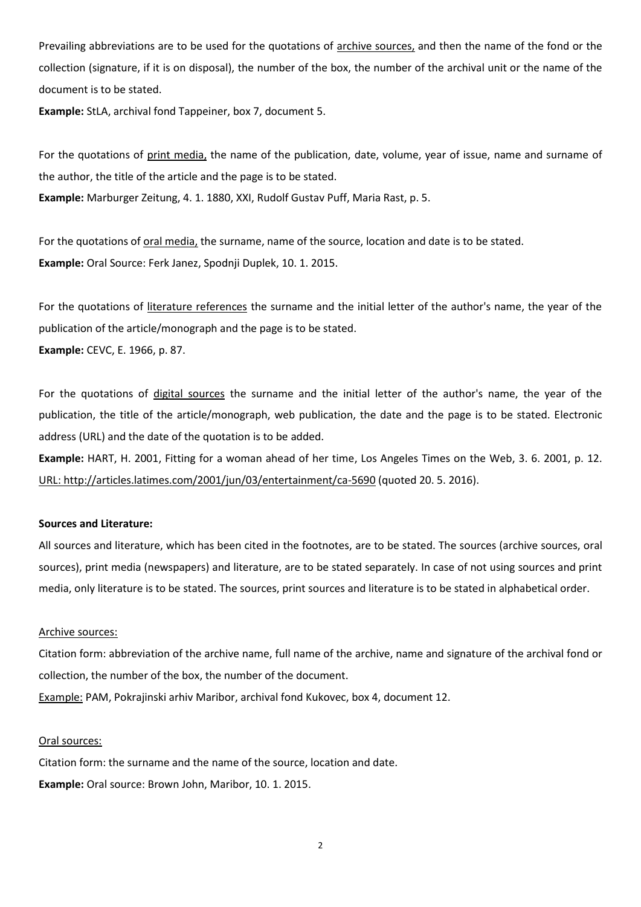Prevailing abbreviations are to be used for the quotations of archive sources, and then the name of the fond or the collection (signature, if it is on disposal), the number of the box, the number of the archival unit or the name of the document is to be stated.

**Example:** StLA, archival fond Tappeiner, box 7, document 5.

For the quotations of print media, the name of the publication, date, volume, year of issue, name and surname of the author, the title of the article and the page is to be stated.

**Example:** Marburger Zeitung, 4. 1. 1880, XXI, Rudolf Gustav Puff, Maria Rast, p. 5.

For the quotations of oral media, the surname, name of the source, location and date is to be stated.

**Example:** Oral Source: Ferk Janez, Spodnji Duplek, 10. 1. 2015.

For the quotations of literature references the surname and the initial letter of the author's name, the year of the publication of the article/monograph and the page is to be stated.

**Example:** CEVC, E. 1966, p. 87.

For the quotations of digital sources the surname and the initial letter of the author's name, the year of the publication, the title of the article/monograph, web publication, the date and the page is to be stated. Electronic address (URL) and the date of the quotation is to be added.

**Example:** HART, H. 2001, Fitting for a woman ahead of her time, Los Angeles Times on the Web, 3. 6. 2001, p. 12. URL: http://articles.latimes.com/2001/jun/03/entertainment/ca-5690 (quoted 20. 5. 2016).

**Sources and Literature:**

All sources and literature, which has been cited in the footnotes, are to be stated. The sources (archive sources, oral sources), print media (newspapers) and literature, are to be stated separately. In case of not using sources and print media, only literature is to be stated. The sources, print sources and literature is to be stated in alphabetical order.

Archive sources:

Citation form: abbreviation of the archive name, full name of the archive, name and signature of the archival fond or collection, the number of the box, the number of the document.

Example: PAM, Pokrajinski arhiv Maribor, archival fond Kukovec, box 4, document 12.

Oral sources:

Citation form: the surname and the name of the source, location and date.

**Example:** Oral source: Brown John, Maribor, 10. 1. 2015.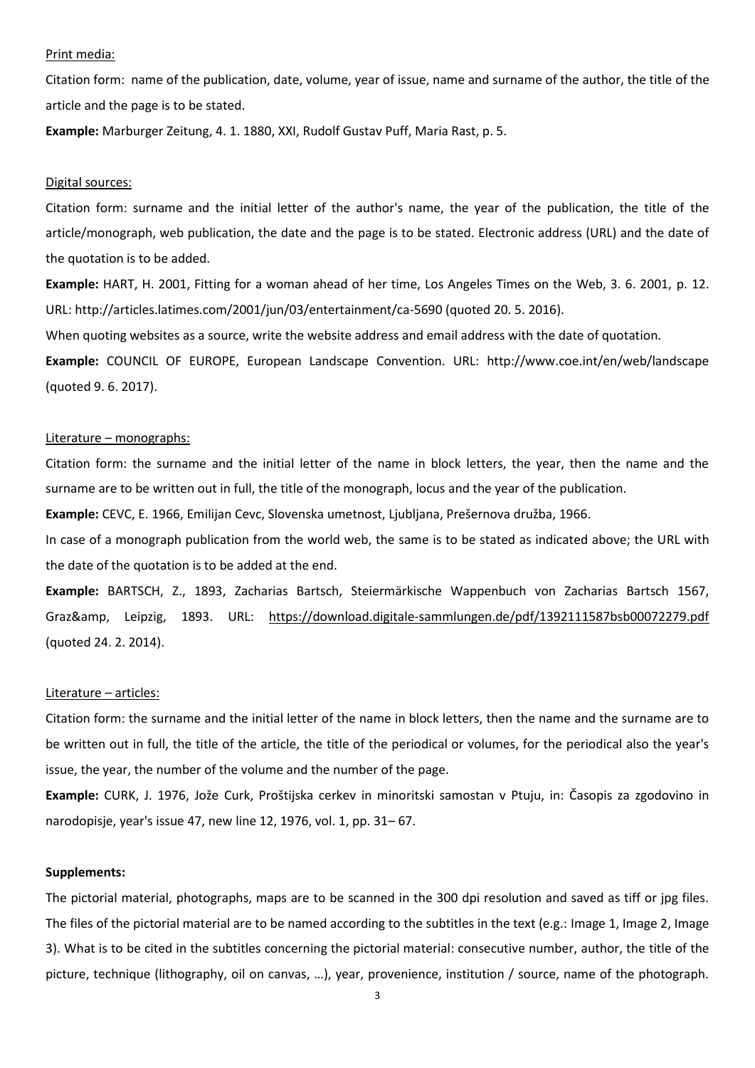Print media:

Citation form: name of the publication, date, volume, year of issue, name and surname of the author, the title of the article and the page is to be stated.

**Example:** Marburger Zeitung, 4. 1. 1880, XXI, Rudolf Gustav Puff, Maria Rast, p. 5.

Digital sources:

Citation form: surname and the initial letter of the author's name, the year of the publication, the title of the article/monograph, web publication, the date and the page is to be stated. Electronic address (URL) and the date of the quotation is to be added.

**Example:** HART, H. 2001, Fitting for a woman ahead of her time, Los Angeles Times on the Web, 3. 6. 2001, p. 12. URL: http://articles.latimes.com/2001/jun/03/entertainment/ca-5690 (quoted 20. 5. 2016).

When quoting websites as a source, write the website address and email address with the date of quotation.

**Example:** COUNCIL OF EUROPE, European Landscape Convention. URL: http://www.coe.int/en/web/landscape (quoted 9. 6. 2017).

Literature – monographs:

Citation form: the surname and the initial letter of the name in block letters, the year, then the name and the surname are to be written out in full, the title of the monograph, locus and the year of the publication.

**Example:** CEVC, E. 1966, Emilijan Cevc, Slovenska umetnost, Ljubljana, Prešernova družba, 1966.

In case of a monograph publication from the world web, the same is to be stated as indicated above; the URL with the date of the quotation is to be added at the end.

**Example:** BARTSCH, Z., 1893, Zacharias Bartsch, Steiermärkische Wappenbuch von Zacharias Bartsch 1567, Graz&amp, Leipzig, 1893. URL: https://download.digitale-sammlungen.de/pdf/1392111587bsb00072279.pdf (quoted 24. 2. 2014).

Literature – articles:

Citation form: the surname and the initial letter of the name in block letters, then the name and the surname are to be written out in full, the title of the article, the title of the periodical or volumes, for the periodical also the year's issue, the year, the number of the volume and the number of the page.

**Example:** CURK, J. 1976, Jože Curk, Proštijska cerkev in minoritski samostan v Ptuju, in: Časopis za zgodovino in narodopisje, year's issue 47, new line 12, 1976, vol. 1, pp. 31– 67.

**Supplements:**

The pictorial material, photographs, maps are to be scanned in the 300 dpi resolution and saved as tiff or jpg files. The files of the pictorial material are to be named according to the subtitles in the text (e.g.: Image 1, Image 2, Image 3). What is to be cited in the subtitles concerning the pictorial material: consecutive number, author, the title of the picture, technique (lithography, oil on canvas, …), year, provenience, institution / source, name of the photograph.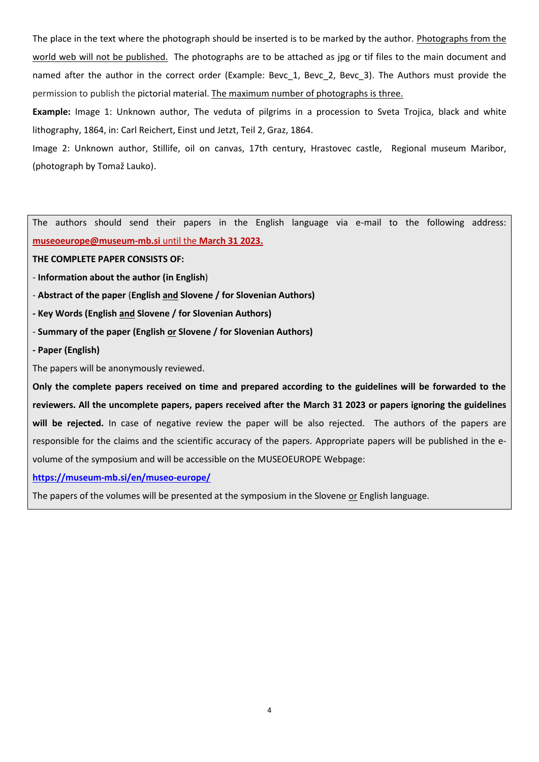The place in the text where the photograph should be inserted is to be marked by the author. Photographs from the world web will not be published. The photographs are to be attached as jpg or tif files to the main document and named after the author in the correct order (Example: Bevc_1, Bevc_2, Bevc_3). The Authors must provide the permission to publish the pictorial material. The maximum number of photographs is three.

**Example:** Image 1: Unknown author, The veduta of pilgrims in a procession to Sveta Trojica, black and white lithography, 1864, in: Carl Reichert, Einst und Jetzt, Teil 2, Graz, 1864.

Image 2: Unknown author, Stillife, oil on canvas, 17th century, Hrastovec castle, Regional museum Maribor, (photograph by Tomaž Lauko).

The authors should send their papers in the English language via e-mail to the following address: **museoeurope@museum-mb.si** until the **March 31 2023.**

**THE COMPLETE PAPER CONSISTS OF:**

- **Information about the author (in English**)
- **Abstract of the paper** (**English and Slovene / for Slovenian Authors)**
- **Key Words (English and Slovene / for Slovenian Authors)**
- **Summary of the paper (English or Slovene / for Slovenian Authors)**
- **Paper (English)**

The papers will be anonymously reviewed.

**Only the complete papers received on time and prepared according to the guidelines will be forwarded to the reviewers. All the uncomplete papers, papers received after the March 31 2023 or papers ignoring the guidelines will be rejected.** In case of negative review the paper will be also rejected. The authors of the papers are responsible for the claims and the scientific accuracy of the papers. Appropriate papers will be published in the e-volume of the symposium and will be accessible on the MUSEOEUROPE Webpage:

**https://museum-mb.si/en/museo-europe/**

The papers of the volumes will be presented at the symposium in the Slovene or English language.